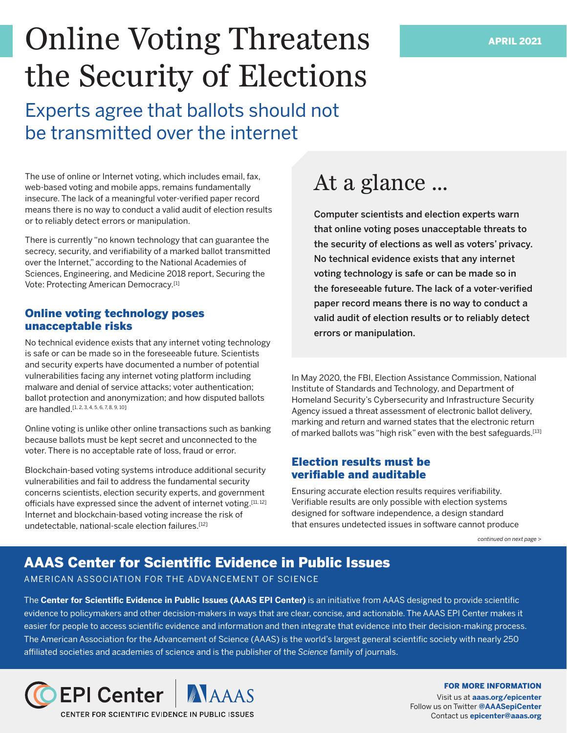# Online Voting Threatens the Security of Elections

APRIL 2021

## Experts agree that ballots should not be transmitted over the internet

The use of online or Internet voting, which includes email, fax, web-based voting and mobile apps, remains fundamentally insecure. The lack of a meaningful voter-verified paper record means there is no way to conduct a valid audit of election results or to reliably detect errors or manipulation.

There is currently "no known technology that can guarantee the secrecy, security, and verifiability of a marked ballot transmitted over the Internet," according to the National Academies of Sciences, Engineering, and Medicine 2018 report, Securing the Vote: Protecting American Democracy.[1]

### Online voting technology poses unacceptable risks

No technical evidence exists that any internet voting technology is safe or can be made so in the foreseeable future. Scientists and security experts have documented a number of potential vulnerabilities facing any internet voting platform including malware and denial of service attacks; voter authentication; ballot protection and anonymization; and how disputed ballots are handled.[1, 2, 3, 4, 5, 6, 7, 8, 9, 10]

Online voting is unlike other online transactions such as banking because ballots must be kept secret and unconnected to the voter. There is no acceptable rate of loss, fraud or error.

Blockchain-based voting systems introduce additional security vulnerabilities and fail to address the fundamental security concerns scientists, election security experts, and government officials have expressed since the advent of internet voting.[11, 12] Internet and blockchain-based voting increase the risk of undetectable, national-scale election failures.[12]

## At a glance ...

**Computer scientists and election experts warn that online voting poses unacceptable threats to the security of elections as well as voters' privacy. No technical evidence exists that any internet voting technology is safe or can be made so in the foreseeable future. The lack of a voter-verified paper record means there is no way to conduct a valid audit of election results or to reliably detect errors or manipulation.**

In May 2020, the FBI, Election Assistance Commission, National Institute of Standards and Technology, and Department of Homeland Security's Cybersecurity and Infrastructure Security Agency issued a threat assessment of electronic ballot delivery, marking and return and warned states that the electronic return of marked ballots was "high risk" even with the best safeguards.[13]

### Election results must be verifiable and auditable

Ensuring accurate election results requires verifiability. Verifiable results are only possible with election systems designed for software independence, a design standard that ensures undetected issues in software cannot produce

*continued on next page >*

## AAAS Center for Scientific Evidence in Public Issues

AMERICAN ASSOCIATION FOR THE ADVANCEMENT OF SCIENCE

The **Center for Scientific Evidence in Public Issues (AAAS EPI Center)** is an initiative from AAAS designed to provide scientific evidence to policymakers and other decision-makers in ways that are clear, concise, and actionable. The AAAS EPI Center makes it easier for people to access scientific evidence and information and then integrate that evidence into their decision-making process. The American Association for the Advancement of Science (AAAS) is the world's largest general scientific society with nearly 250 affiliated societies and academies of science and is the publisher of the *Science* family of journals.

EPI Center | AAAS

CENTER FOR SCIENTIFIC EVIDENCE IN PUBLIC ISSUES

**FOR MORE INFORMATION**

Visit us at **aaas.org/epicenter**
Follow us on Twitter **@AAASepiCenter**
Contact us **epicenter@aaas.org**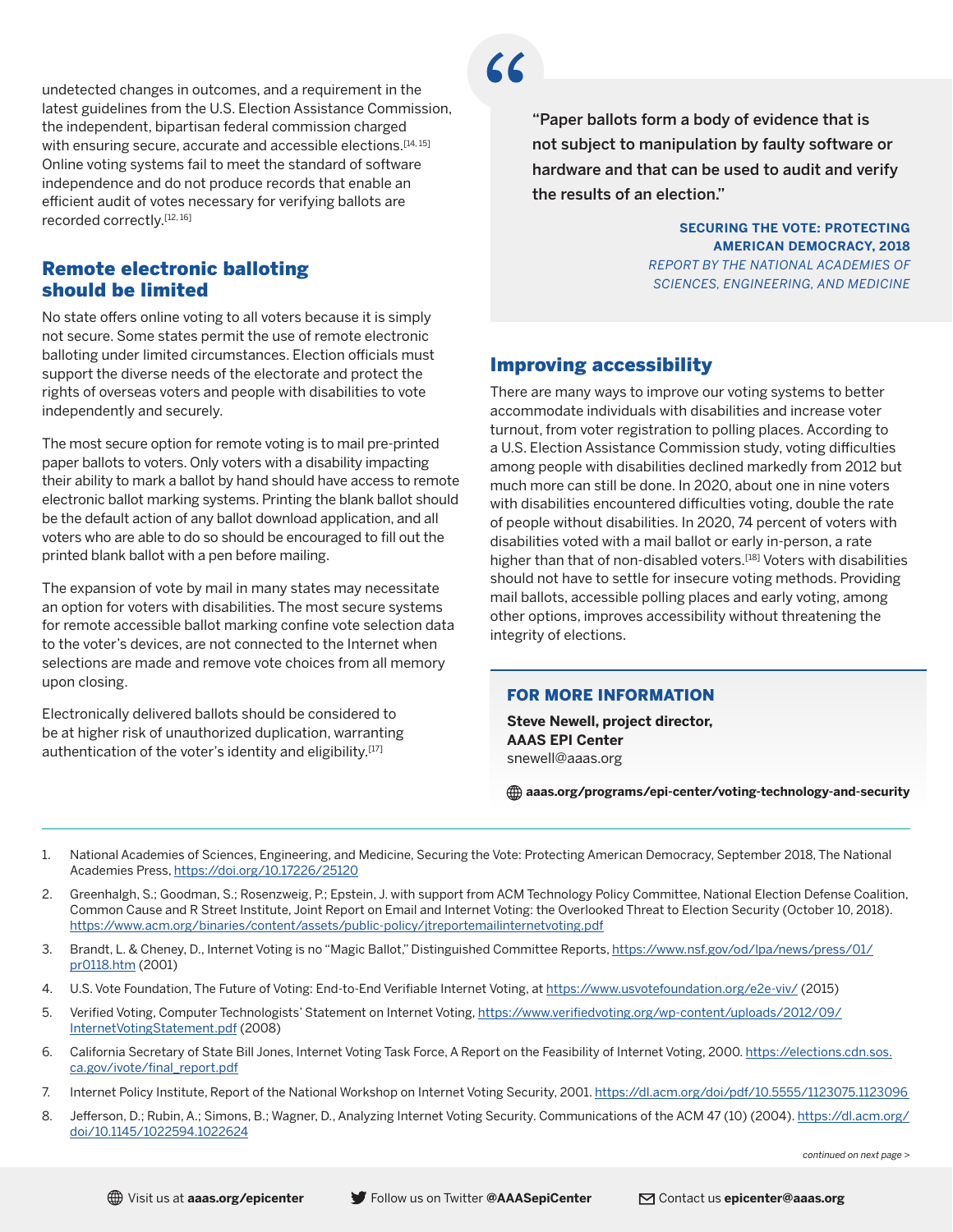undetected changes in outcomes, and a requirement in the latest guidelines from the U.S. Election Assistance Commission, the independent, bipartisan federal commission charged with ensuring secure, accurate and accessible elections.[14, 15] Online voting systems fail to meet the standard of software independence and do not produce records that enable an efficient audit of votes necessary for verifying ballots are recorded correctly.[12, 16]

## Remote electronic balloting should be limited

No state offers online voting to all voters because it is simply not secure. Some states permit the use of remote electronic balloting under limited circumstances. Election officials must support the diverse needs of the electorate and protect the rights of overseas voters and people with disabilities to vote independently and securely.

The most secure option for remote voting is to mail pre-printed paper ballots to voters. Only voters with a disability impacting their ability to mark a ballot by hand should have access to remote electronic ballot marking systems. Printing the blank ballot should be the default action of any ballot download application, and all voters who are able to do so should be encouraged to fill out the printed blank ballot with a pen before mailing.

The expansion of vote by mail in many states may necessitate an option for voters with disabilities. The most secure systems for remote accessible ballot marking confine vote selection data to the voter's devices, are not connected to the Internet when selections are made and remove vote choices from all memory upon closing.

Electronically delivered ballots should be considered to be at higher risk of unauthorized duplication, warranting authentication of the voter's identity and eligibility.[17]

> **"Paper ballots form a body of evidence that is not subject to manipulation by faulty software or hardware and that can be used to audit and verify the results of an election."**
>
> **SECURING THE VOTE: PROTECTING AMERICAN DEMOCRACY, 2018**
> *REPORT BY THE NATIONAL ACADEMIES OF SCIENCES, ENGINEERING, AND MEDICINE*

## Improving accessibility

There are many ways to improve our voting systems to better accommodate individuals with disabilities and increase voter turnout, from voter registration to polling places. According to a U.S. Election Assistance Commission study, voting difficulties among people with disabilities declined markedly from 2012 but much more can still be done. In 2020, about one in nine voters with disabilities encountered difficulties voting, double the rate of people without disabilities. In 2020, 74 percent of voters with disabilities voted with a mail ballot or early in-person, a rate higher than that of non-disabled voters.[18] Voters with disabilities should not have to settle for insecure voting methods. Providing mail ballots, accessible polling places and early voting, among other options, improves accessibility without threatening the integrity of elections.

### FOR MORE INFORMATION

**Steve Newell, project director,**
**AAAS EPI Center**
snewell@aaas.org

**aaas.org/programs/epi-center/voting-technology-and-security**

---

1. National Academies of Sciences, Engineering, and Medicine, Securing the Vote: Protecting American Democracy, September 2018, The National Academies Press, https://doi.org/10.17226/25120
2. Greenhalgh, S.; Goodman, S.; Rosenzweig, P.; Epstein, J. with support from ACM Technology Policy Committee, National Election Defense Coalition, Common Cause and R Street Institute, Joint Report on Email and Internet Voting: the Overlooked Threat to Election Security (October 10, 2018). https://www.acm.org/binaries/content/assets/public-policy/jtreportemailinternetvoting.pdf
3. Brandt, L. & Cheney, D., Internet Voting is no "Magic Ballot," Distinguished Committee Reports, https://www.nsf.gov/od/lpa/news/press/01/pr0118.htm (2001)
4. U.S. Vote Foundation, The Future of Voting: End-to-End Verifiable Internet Voting, at https://www.usvotefoundation.org/e2e-viv/ (2015)
5. Verified Voting, Computer Technologists' Statement on Internet Voting, https://www.verifiedvoting.org/wp-content/uploads/2012/09/InternetVotingStatement.pdf (2008)
6. California Secretary of State Bill Jones, Internet Voting Task Force, A Report on the Feasibility of Internet Voting, 2000. https://elections.cdn.sos.ca.gov/ivote/final_report.pdf
7. Internet Policy Institute, Report of the National Workshop on Internet Voting Security, 2001. https://dl.acm.org/doi/pdf/10.5555/1123075.1123096
8. Jefferson, D.; Rubin, A.; Simons, B.; Wagner, D., Analyzing Internet Voting Security. Communications of the ACM 47 (10) (2004). https://dl.acm.org/doi/10.1145/1022594.1022624

*continued on next page >*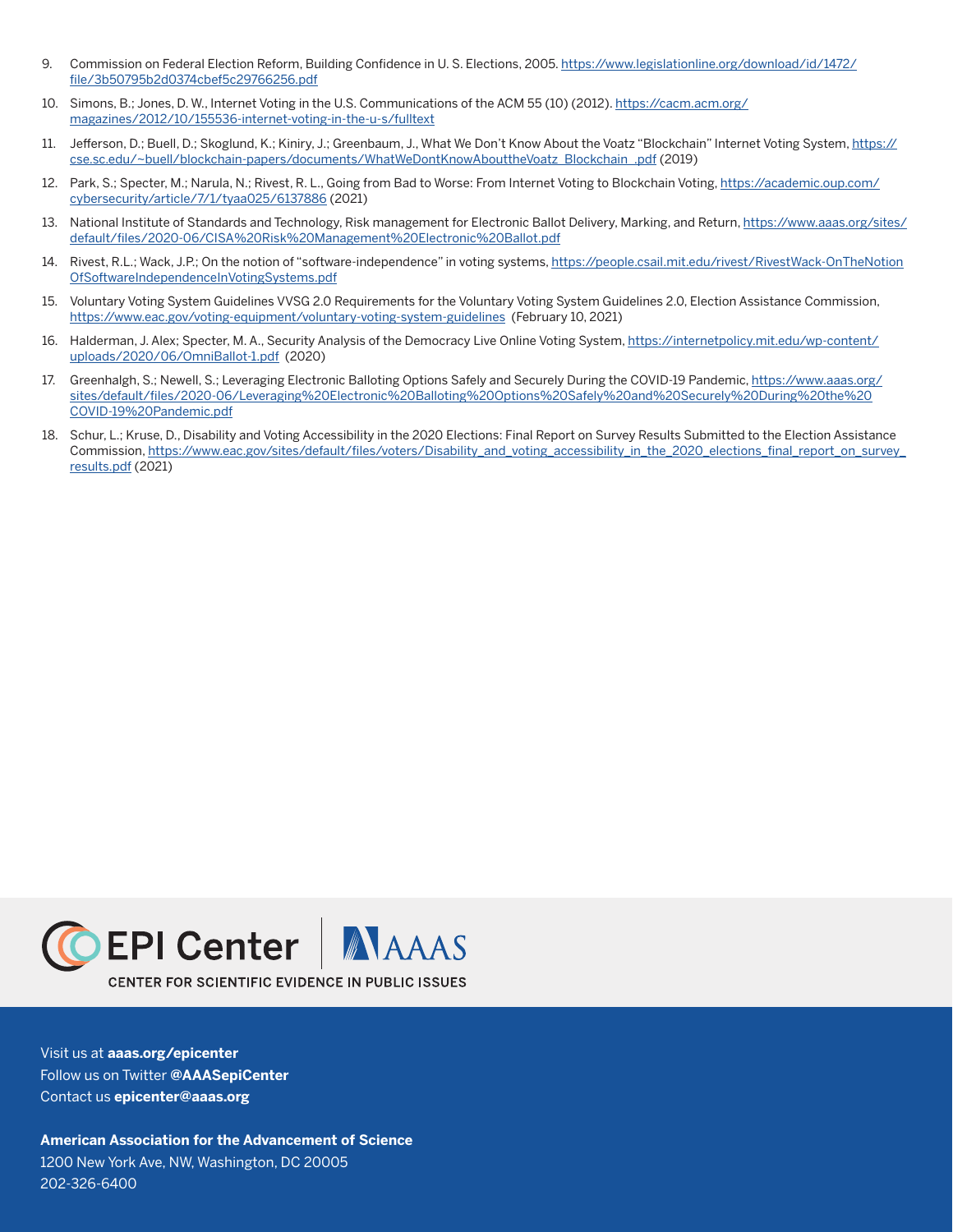9. Commission on Federal Election Reform, Building Confidence in U. S. Elections, 2005. https://www.legislationline.org/download/id/1472/file/3b50795b2d0374cbef5c29766256.pdf

10. Simons, B.; Jones, D. W., Internet Voting in the U.S. Communications of the ACM 55 (10) (2012). https://cacm.acm.org/magazines/2012/10/155536-internet-voting-in-the-u-s/fulltext

11. Jefferson, D.; Buell, D.; Skoglund, K.; Kiniry, J.; Greenbaum, J., What We Don't Know About the Voatz "Blockchain" Internet Voting System, https://cse.sc.edu/~buell/blockchain-papers/documents/WhatWeDontKnowAbouttheVoatz_Blockchain_.pdf (2019)

12. Park, S.; Specter, M.; Narula, N.; Rivest, R. L., Going from Bad to Worse: From Internet Voting to Blockchain Voting, https://academic.oup.com/cybersecurity/article/7/1/tyaa025/6137886 (2021)

13. National Institute of Standards and Technology, Risk management for Electronic Ballot Delivery, Marking, and Return, https://www.aaas.org/sites/default/files/2020-06/CISA%20Risk%20Management%20Electronic%20Ballot.pdf

14. Rivest, R.L.; Wack, J.P.; On the notion of "software-independence" in voting systems, https://people.csail.mit.edu/rivest/RivestWack-OnTheNotionOfSoftwareIndependenceInVotingSystems.pdf

15. Voluntary Voting System Guidelines VVSG 2.0 Requirements for the Voluntary Voting System Guidelines 2.0, Election Assistance Commission, https://www.eac.gov/voting-equipment/voluntary-voting-system-guidelines (February 10, 2021)

16. Halderman, J. Alex; Specter, M. A., Security Analysis of the Democracy Live Online Voting System, https://internetpolicy.mit.edu/wp-content/uploads/2020/06/OmniBallot-1.pdf (2020)

17. Greenhalgh, S.; Newell, S.; Leveraging Electronic Balloting Options Safely and Securely During the COVID-19 Pandemic, https://www.aaas.org/sites/default/files/2020-06/Leveraging%20Electronic%20Balloting%20Options%20Safely%20and%20Securely%20During%20the%20COVID-19%20Pandemic.pdf

18. Schur, L.; Kruse, D., Disability and Voting Accessibility in the 2020 Elections: Final Report on Survey Results Submitted to the Election Assistance Commission, https://www.eac.gov/sites/default/files/voters/Disability_and_voting_accessibility_in_the_2020_elections_final_report_on_survey_results.pdf (2021)

EPI Center | AAAS

CENTER FOR SCIENTIFIC EVIDENCE IN PUBLIC ISSUES

Visit us at **aaas.org/epicenter**
Follow us on Twitter **@AAASepiCenter**
Contact us **epicenter@aaas.org**

**American Association for the Advancement of Science**
1200 New York Ave, NW, Washington, DC 20005
202-326-6400